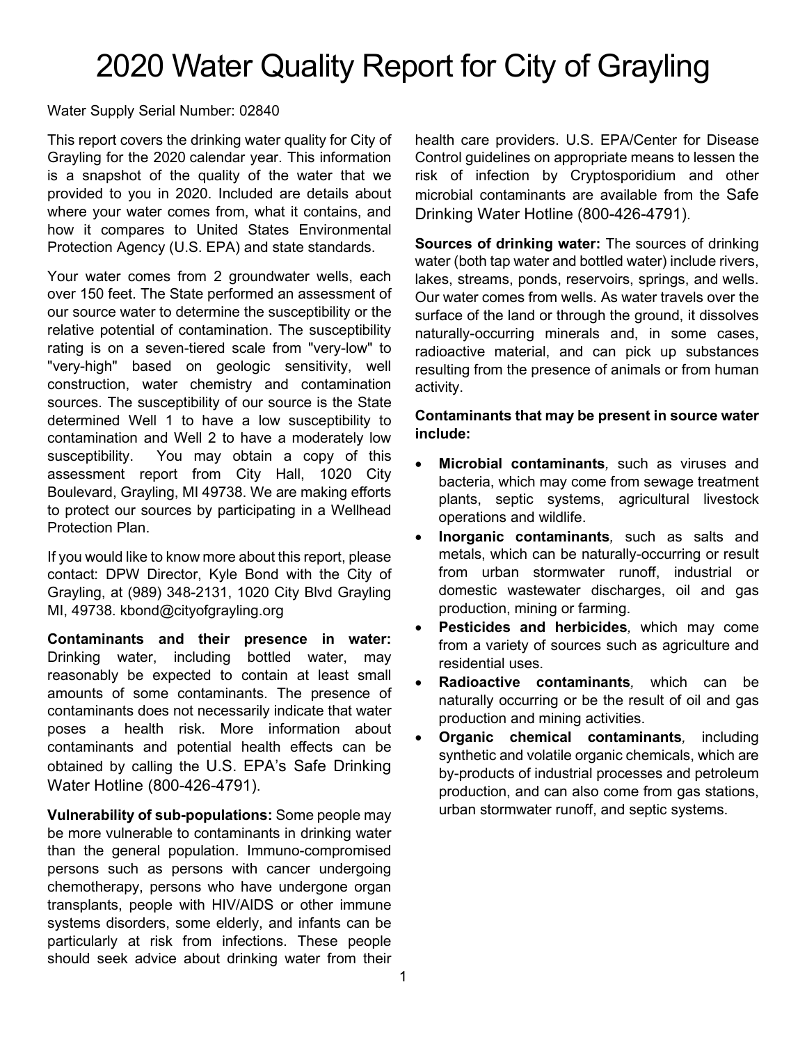# 2020 Water Quality Report for City of Grayling

Water Supply Serial Number: 02840

This report covers the drinking water quality for City of Grayling for the 2020 calendar year. This information is a snapshot of the quality of the water that we provided to you in 2020. Included are details about where your water comes from, what it contains, and how it compares to United States Environmental Protection Agency (U.S. EPA) and state standards.

Your water comes from 2 groundwater wells, each over 150 feet. The State performed an assessment of our source water to determine the susceptibility or the relative potential of contamination. The susceptibility rating is on a seven-tiered scale from "very-low" to "very-high" based on geologic sensitivity, well construction, water chemistry and contamination sources. The susceptibility of our source is the State determined Well 1 to have a low susceptibility to contamination and Well 2 to have a moderately low susceptibility. You may obtain a copy of this assessment report from City Hall, 1020 City Boulevard, Grayling, MI 49738. We are making efforts to protect our sources by participating in a Wellhead Protection Plan.

If you would like to know more about this report, please contact: DPW Director, Kyle Bond with the City of Grayling, at (989) 348-2131, 1020 City Blvd Grayling MI, 49738. kbond@cityofgrayling.org

**Contaminants and their presence in water:** Drinking water, including bottled water, may reasonably be expected to contain at least small amounts of some contaminants. The presence of contaminants does not necessarily indicate that water poses a health risk. More information about contaminants and potential health effects can be obtained by calling the U.S. EPA's Safe Drinking Water Hotline (800-426-4791).

**Vulnerability of sub-populations:** Some people may be more vulnerable to contaminants in drinking water than the general population. Immuno-compromised persons such as persons with cancer undergoing chemotherapy, persons who have undergone organ transplants, people with HIV/AIDS or other immune systems disorders, some elderly, and infants can be particularly at risk from infections. These people should seek advice about drinking water from their health care providers. U.S. EPA/Center for Disease Control guidelines on appropriate means to lessen the risk of infection by Cryptosporidium and other microbial contaminants are available from the Safe Drinking Water Hotline (800-426-4791).

**Sources of drinking water:** The sources of drinking water (both tap water and bottled water) include rivers, lakes, streams, ponds, reservoirs, springs, and wells. Our water comes from wells. As water travels over the surface of the land or through the ground, it dissolves naturally-occurring minerals and, in some cases, radioactive material, and can pick up substances resulting from the presence of animals or from human activity.

**Contaminants that may be present in source water include:**

- **Microbial contaminants***,* such as viruses and bacteria, which may come from sewage treatment plants, septic systems, agricultural livestock operations and wildlife.
- **Inorganic contaminants***,* such as salts and metals, which can be naturally-occurring or result from urban stormwater runoff, industrial or domestic wastewater discharges, oil and gas production, mining or farming.
- **Pesticides and herbicides***,* which may come from a variety of sources such as agriculture and residential uses.
- **Radioactive contaminants***,* which can be naturally occurring or be the result of oil and gas production and mining activities.
- **Organic chemical contaminants***,* including synthetic and volatile organic chemicals, which are by-products of industrial processes and petroleum production, and can also come from gas stations, urban stormwater runoff, and septic systems.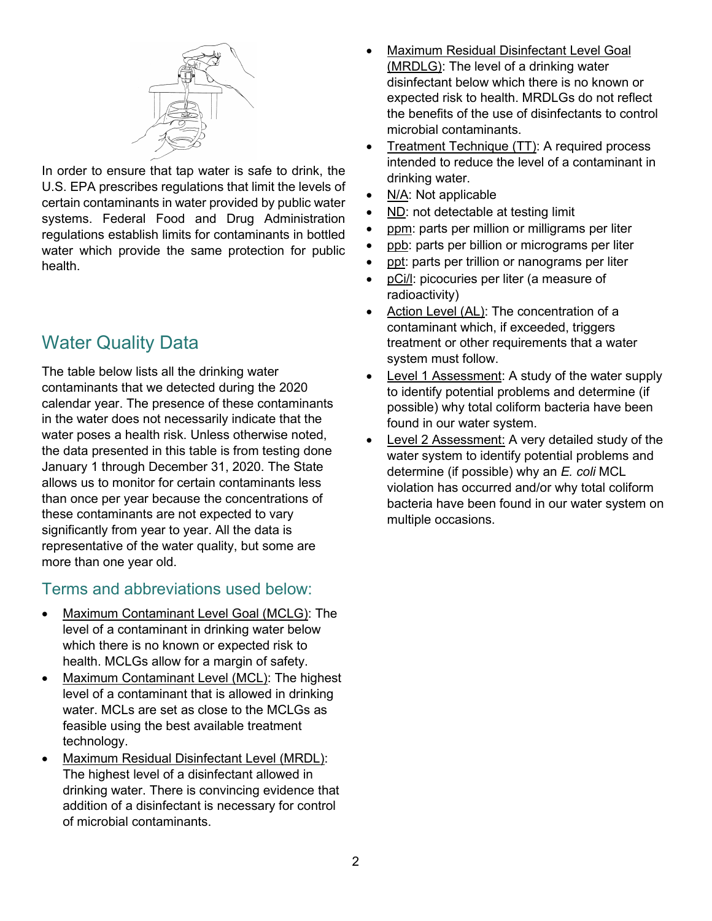In order to ensure that tap water is safe to drink, the U.S. EPA prescribes regulations that limit the levels of certain contaminants in water provided by public water systems. Federal Food and Drug Administration regulations establish limits for contaminants in bottled water which provide the same protection for public health.

## Water Quality Data

The table below lists all the drinking water contaminants that we detected during the 2020 calendar year. The presence of these contaminants in the water does not necessarily indicate that the water poses a health risk. Unless otherwise noted, the data presented in this table is from testing done January 1 through December 31, 2020. The State allows us to monitor for certain contaminants less than once per year because the concentrations of these contaminants are not expected to vary significantly from year to year. All the data is representative of the water quality, but some are more than one year old.

### Terms and abbreviations used below:

- Maximum Contaminant Level Goal (MCLG): The level of a contaminant in drinking water below which there is no known or expected risk to health. MCLGs allow for a margin of safety.
- Maximum Contaminant Level (MCL): The highest level of a contaminant that is allowed in drinking water. MCLs are set as close to the MCLGs as feasible using the best available treatment technology.
- Maximum Residual Disinfectant Level (MRDL): The highest level of a disinfectant allowed in drinking water. There is convincing evidence that addition of a disinfectant is necessary for control of microbial contaminants.
- Maximum Residual Disinfectant Level Goal (MRDLG): The level of a drinking water disinfectant below which there is no known or expected risk to health. MRDLGs do not reflect the benefits of the use of disinfectants to control microbial contaminants.
- Treatment Technique (TT): A required process intended to reduce the level of a contaminant in drinking water.
- N/A: Not applicable
- ND: not detectable at testing limit
- ppm: parts per million or milligrams per liter
- ppb: parts per billion or micrograms per liter
- ppt: parts per trillion or nanograms per liter
- pCi/l: picocuries per liter (a measure of radioactivity)
- Action Level (AL): The concentration of a contaminant which, if exceeded, triggers treatment or other requirements that a water system must follow.
- Level 1 Assessment: A study of the water supply to identify potential problems and determine (if possible) why total coliform bacteria have been found in our water system.
- Level 2 Assessment: A very detailed study of the water system to identify potential problems and determine (if possible) why an *E. coli* MCL violation has occurred and/or why total coliform bacteria have been found in our water system on multiple occasions.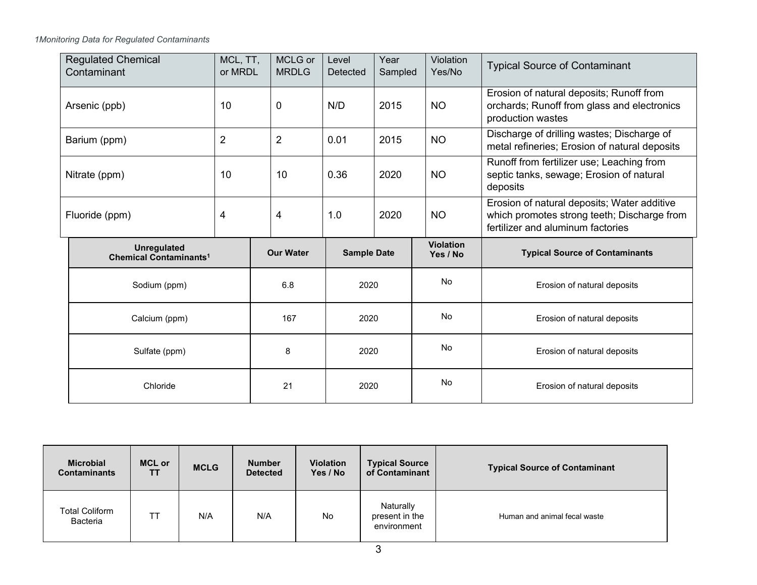*1Monitoring Data for Regulated Contaminants*

| Regulated Chemical Contaminant | MCL, TT, or MRDL | MCLG or MRDLG | Level Detected | Year Sampled | Violation Yes/No | Typical Source of Contaminant |
|---|---|---|---|---|---|---|
| Arsenic (ppb) | 10 | 0 | N/D | 2015 | NO | Erosion of natural deposits; Runoff from orchards; Runoff from glass and electronics production wastes |
| Barium (ppm) | 2 | 2 | 0.01 | 2015 | NO | Discharge of drilling wastes; Discharge of metal refineries; Erosion of natural deposits |
| Nitrate (ppm) | 10 | 10 | 0.36 | 2020 | NO | Runoff from fertilizer use; Leaching from septic tanks, sewage; Erosion of natural deposits |
| Fluoride (ppm) | 4 | 4 | 1.0 | 2020 | NO | Erosion of natural deposits; Water additive which promotes strong teeth; Discharge from fertilizer and aluminum factories |

| Unregulated Chemical Contaminants[1] | Our Water | Sample Date | Violation Yes / No | Typical Source of Contaminants |
|---|---|---|---|---|
| Sodium (ppm) | 6.8 | 2020 | No | Erosion of natural deposits |
| Calcium (ppm) | 167 | 2020 | No | Erosion of natural deposits |
| Sulfate (ppm) | 8 | 2020 | No | Erosion of natural deposits |
| Chloride | 21 | 2020 | No | Erosion of natural deposits |

| Microbial Contaminants | MCL or TT | MCLG | Number Detected | Violation Yes / No | Typical Source of Contaminant | Typical Source of Contaminant |
|---|---|---|---|---|---|---|
| Total Coliform Bacteria | TT | N/A | N/A | No | Naturally present in the environment | Human and animal fecal waste |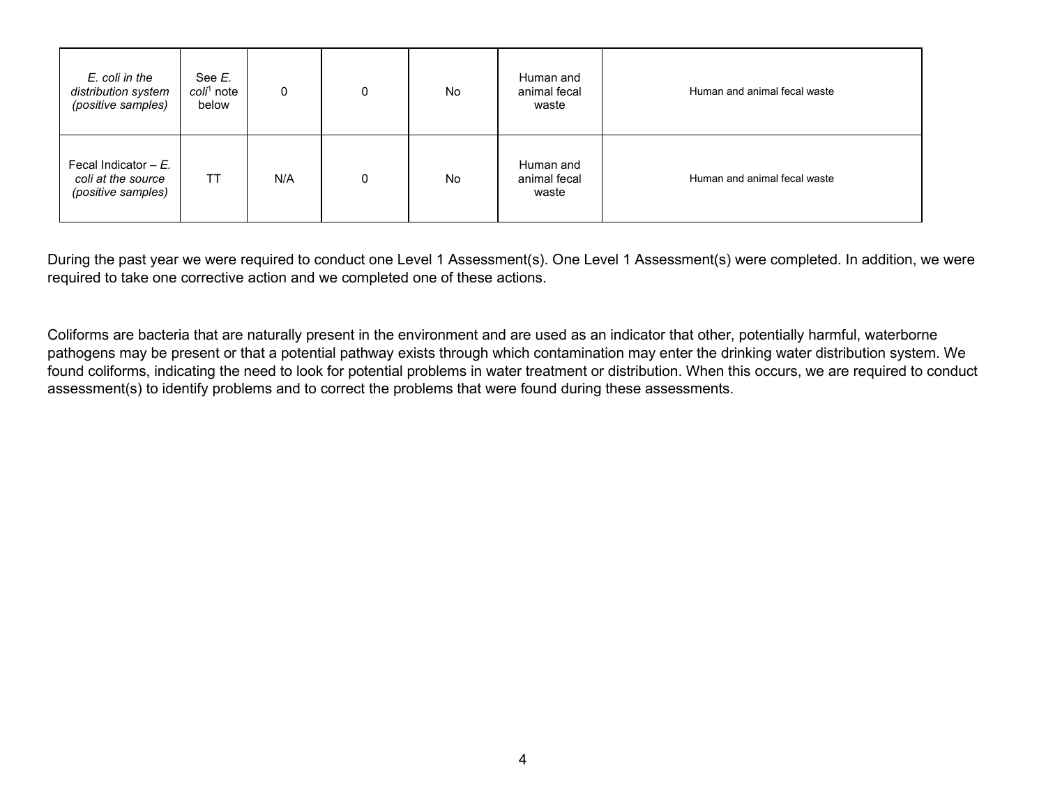| | | | | | | |
|---|---|---|---|---|---|---|
| *E. coli in the distribution system (positive samples)* | See *E. coli*[1] note below | 0 | 0 | No | Human and animal fecal waste | Human and animal fecal waste |
| Fecal Indicator – *E. coli at the source (positive samples)* | TT | N/A | 0 | No | Human and animal fecal waste | Human and animal fecal waste |

During the past year we were required to conduct one Level 1 Assessment(s). One Level 1 Assessment(s) were completed. In addition, we were required to take one corrective action and we completed one of these actions.

Coliforms are bacteria that are naturally present in the environment and are used as an indicator that other, potentially harmful, waterborne pathogens may be present or that a potential pathway exists through which contamination may enter the drinking water distribution system. We found coliforms, indicating the need to look for potential problems in water treatment or distribution. When this occurs, we are required to conduct assessment(s) to identify problems and to correct the problems that were found during these assessments.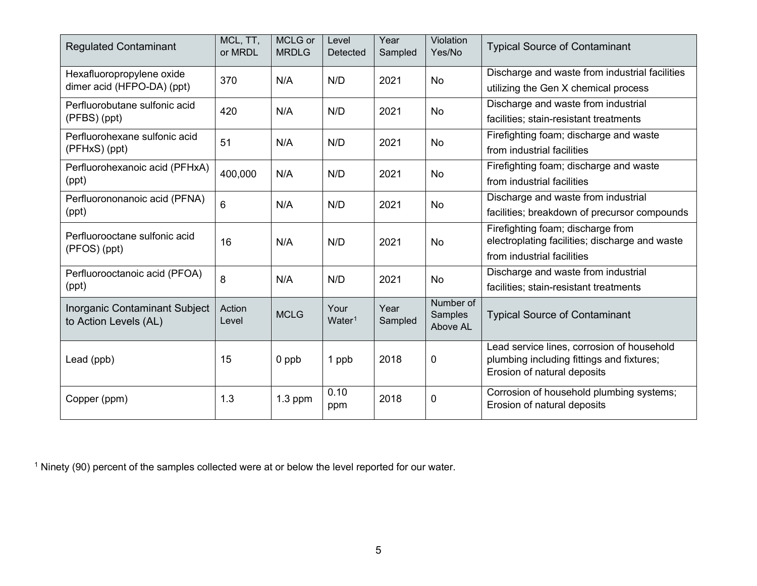| Regulated Contaminant | MCL, TT, or MRDL | MCLG or MRDLG | Level Detected | Year Sampled | Violation Yes/No | Typical Source of Contaminant |
|---|---|---|---|---|---|---|
| Hexafluoropropylene oxide dimer acid (HFPO-DA) (ppt) | 370 | N/A | N/D | 2021 | No | Discharge and waste from industrial facilities utilizing the Gen X chemical process |
| Perfluorobutane sulfonic acid (PFBS) (ppt) | 420 | N/A | N/D | 2021 | No | Discharge and waste from industrial facilities; stain-resistant treatments |
| Perfluorohexane sulfonic acid (PFHxS) (ppt) | 51 | N/A | N/D | 2021 | No | Firefighting foam; discharge and waste from industrial facilities |
| Perfluorohexanoic acid (PFHxA) (ppt) | 400,000 | N/A | N/D | 2021 | No | Firefighting foam; discharge and waste from industrial facilities |
| Perfluorononanoic acid (PFNA) (ppt) | 6 | N/A | N/D | 2021 | No | Discharge and waste from industrial facilities; breakdown of precursor compounds |
| Perfluorooctane sulfonic acid (PFOS) (ppt) | 16 | N/A | N/D | 2021 | No | Firefighting foam; discharge from electroplating facilities; discharge and waste from industrial facilities |
| Perfluorooctanoic acid (PFOA) (ppt) | 8 | N/A | N/D | 2021 | No | Discharge and waste from industrial facilities; stain-resistant treatments |
| **Inorganic Contaminant Subject to Action Levels (AL)** | **Action Level** | **MCLG** | **Your Water[1]** | **Year Sampled** | **Number of Samples Above AL** | **Typical Source of Contaminant** |
| Lead (ppb) | 15 | 0 ppb | 1 ppb | 2018 | 0 | Lead service lines, corrosion of household plumbing including fittings and fixtures; Erosion of natural deposits |
| Copper (ppm) | 1.3 | 1.3 ppm | 0.10 ppm | 2018 | 0 | Corrosion of household plumbing systems; Erosion of natural deposits |

[1] Ninety (90) percent of the samples collected were at or below the level reported for our water.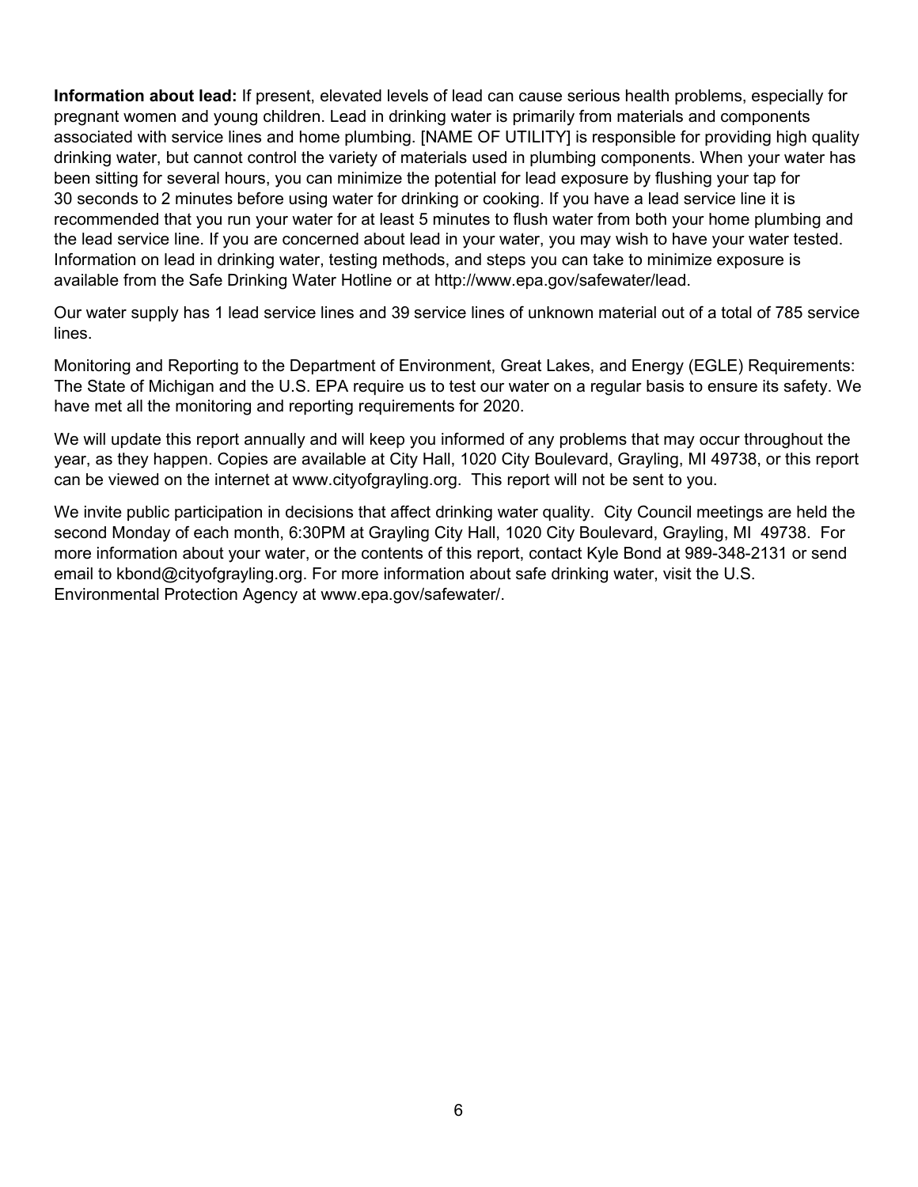**Information about lead:** If present, elevated levels of lead can cause serious health problems, especially for pregnant women and young children. Lead in drinking water is primarily from materials and components associated with service lines and home plumbing. [NAME OF UTILITY] is responsible for providing high quality drinking water, but cannot control the variety of materials used in plumbing components. When your water has been sitting for several hours, you can minimize the potential for lead exposure by flushing your tap for 30 seconds to 2 minutes before using water for drinking or cooking. If you have a lead service line it is recommended that you run your water for at least 5 minutes to flush water from both your home plumbing and the lead service line. If you are concerned about lead in your water, you may wish to have your water tested. Information on lead in drinking water, testing methods, and steps you can take to minimize exposure is available from the Safe Drinking Water Hotline or at http://www.epa.gov/safewater/lead.

Our water supply has 1 lead service lines and 39 service lines of unknown material out of a total of 785 service lines.

Monitoring and Reporting to the Department of Environment, Great Lakes, and Energy (EGLE) Requirements: The State of Michigan and the U.S. EPA require us to test our water on a regular basis to ensure its safety. We have met all the monitoring and reporting requirements for 2020.

We will update this report annually and will keep you informed of any problems that may occur throughout the year, as they happen. Copies are available at City Hall, 1020 City Boulevard, Grayling, MI 49738, or this report can be viewed on the internet at www.cityofgrayling.org. This report will not be sent to you.

We invite public participation in decisions that affect drinking water quality. City Council meetings are held the second Monday of each month, 6:30PM at Grayling City Hall, 1020 City Boulevard, Grayling, MI 49738. For more information about your water, or the contents of this report, contact Kyle Bond at 989-348-2131 or send email to kbond@cityofgrayling.org. For more information about safe drinking water, visit the U.S. Environmental Protection Agency at www.epa.gov/safewater/.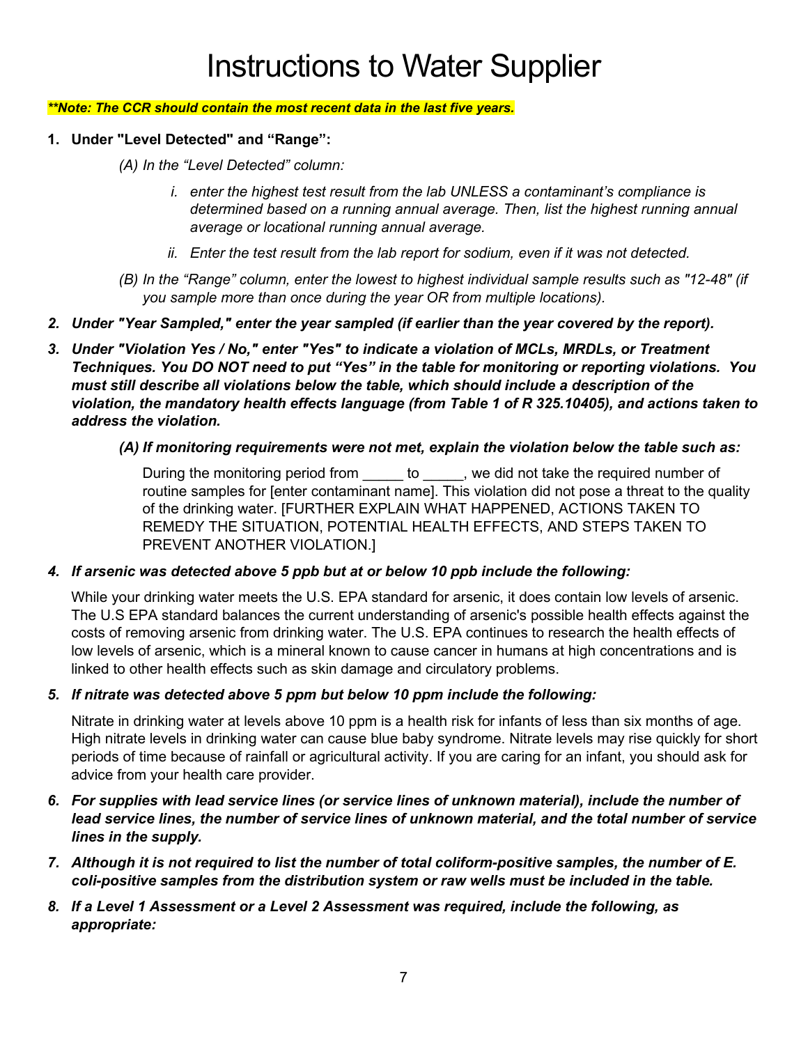# Instructions to Water Supplier

***\*\*Note: The CCR should contain the most recent data in the last five years.***

1. **Under "Level Detected" and "Range":**

   *(A) In the "Level Detected" column:*

   *i. enter the highest test result from the lab UNLESS a contaminant's compliance is determined based on a running annual average. Then, list the highest running annual average or locational running annual average.*

   *ii. Enter the test result from the lab report for sodium, even if it was not detected.*

   *(B) In the "Range" column, enter the lowest to highest individual sample results such as "12-48" (if you sample more than once during the year OR from multiple locations).*

2. ***Under "Year Sampled," enter the year sampled (if earlier than the year covered by the report).***

3. ***Under "Violation Yes / No," enter "Yes" to indicate a violation of MCLs, MRDLs, or Treatment Techniques. You DO NOT need to put "Yes" in the table for monitoring or reporting violations. You must still describe all violations below the table, which should include a description of the violation, the mandatory health effects language (from Table 1 of R 325.10405), and actions taken to address the violation.***

   ***(A) If monitoring requirements were not met, explain the violation below the table such as:***

   During the monitoring period from _____ to _____, we did not take the required number of routine samples for [enter contaminant name]. This violation did not pose a threat to the quality of the drinking water. [FURTHER EXPLAIN WHAT HAPPENED, ACTIONS TAKEN TO REMEDY THE SITUATION, POTENTIAL HEALTH EFFECTS, AND STEPS TAKEN TO PREVENT ANOTHER VIOLATION.]

4. ***If arsenic was detected above 5 ppb but at or below 10 ppb include the following:***

   While your drinking water meets the U.S. EPA standard for arsenic, it does contain low levels of arsenic. The U.S EPA standard balances the current understanding of arsenic's possible health effects against the costs of removing arsenic from drinking water. The U.S. EPA continues to research the health effects of low levels of arsenic, which is a mineral known to cause cancer in humans at high concentrations and is linked to other health effects such as skin damage and circulatory problems.

5. ***If nitrate was detected above 5 ppm but below 10 ppm include the following:***

   Nitrate in drinking water at levels above 10 ppm is a health risk for infants of less than six months of age. High nitrate levels in drinking water can cause blue baby syndrome. Nitrate levels may rise quickly for short periods of time because of rainfall or agricultural activity. If you are caring for an infant, you should ask for advice from your health care provider.

6. ***For supplies with lead service lines (or service lines of unknown material), include the number of lead service lines, the number of service lines of unknown material, and the total number of service lines in the supply.***

7. ***Although it is not required to list the number of total coliform-positive samples, the number of E. coli-positive samples from the distribution system or raw wells must be included in the table.***

8. ***If a Level 1 Assessment or a Level 2 Assessment was required, include the following, as appropriate:***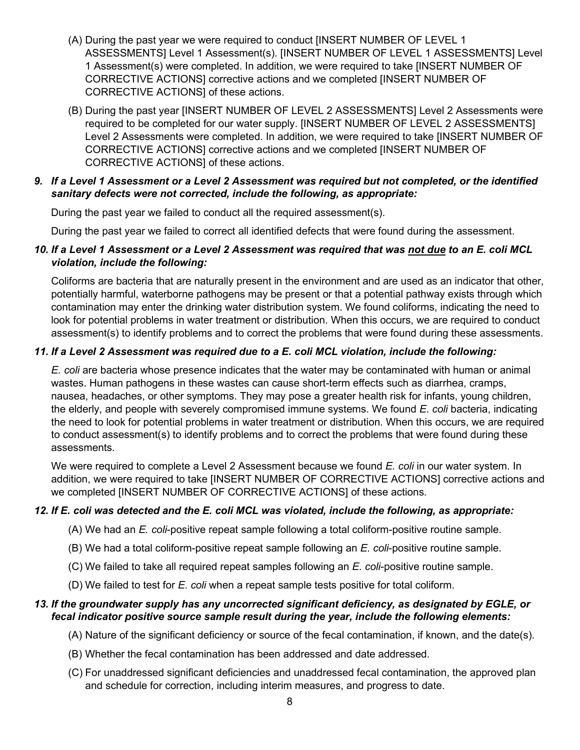(A) During the past year we were required to conduct [INSERT NUMBER OF LEVEL 1 ASSESSMENTS] Level 1 Assessment(s). [INSERT NUMBER OF LEVEL 1 ASSESSMENTS] Level 1 Assessment(s) were completed. In addition, we were required to take [INSERT NUMBER OF CORRECTIVE ACTIONS] corrective actions and we completed [INSERT NUMBER OF CORRECTIVE ACTIONS] of these actions.

(B) During the past year [INSERT NUMBER OF LEVEL 2 ASSESSMENTS] Level 2 Assessments were required to be completed for our water supply. [INSERT NUMBER OF LEVEL 2 ASSESSMENTS] Level 2 Assessments were completed. In addition, we were required to take [INSERT NUMBER OF CORRECTIVE ACTIONS] corrective actions and we completed [INSERT NUMBER OF CORRECTIVE ACTIONS] of these actions.

***9. If a Level 1 Assessment or a Level 2 Assessment was required but not completed, or the identified sanitary defects were not corrected, include the following, as appropriate:***

During the past year we failed to conduct all the required assessment(s).

During the past year we failed to correct all identified defects that were found during the assessment.

***10. If a Level 1 Assessment or a Level 2 Assessment was required that was <u>not due</u> to an E. coli MCL violation, include the following:***

Coliforms are bacteria that are naturally present in the environment and are used as an indicator that other, potentially harmful, waterborne pathogens may be present or that a potential pathway exists through which contamination may enter the drinking water distribution system. We found coliforms, indicating the need to look for potential problems in water treatment or distribution. When this occurs, we are required to conduct assessment(s) to identify problems and to correct the problems that were found during these assessments.

***11. If a Level 2 Assessment was required due to a E. coli MCL violation, include the following:***

*E. coli* are bacteria whose presence indicates that the water may be contaminated with human or animal wastes. Human pathogens in these wastes can cause short-term effects such as diarrhea, cramps, nausea, headaches, or other symptoms. They may pose a greater health risk for infants, young children, the elderly, and people with severely compromised immune systems. We found *E. coli* bacteria, indicating the need to look for potential problems in water treatment or distribution. When this occurs, we are required to conduct assessment(s) to identify problems and to correct the problems that were found during these assessments.

We were required to complete a Level 2 Assessment because we found *E. coli* in our water system. In addition, we were required to take [INSERT NUMBER OF CORRECTIVE ACTIONS] corrective actions and we completed [INSERT NUMBER OF CORRECTIVE ACTIONS] of these actions.

***12. If E. coli was detected and the E. coli MCL was violated, include the following, as appropriate:***

(A) We had an *E. coli*-positive repeat sample following a total coliform-positive routine sample.

(B) We had a total coliform-positive repeat sample following an *E. coli*-positive routine sample.

(C) We failed to take all required repeat samples following an *E. coli*-positive routine sample.

(D) We failed to test for *E. coli* when a repeat sample tests positive for total coliform.

***13. If the groundwater supply has any uncorrected significant deficiency, as designated by EGLE, or fecal indicator positive source sample result during the year, include the following elements:***

(A) Nature of the significant deficiency or source of the fecal contamination, if known, and the date(s).

(B) Whether the fecal contamination has been addressed and date addressed.

(C) For unaddressed significant deficiencies and unaddressed fecal contamination, the approved plan and schedule for correction, including interim measures, and progress to date.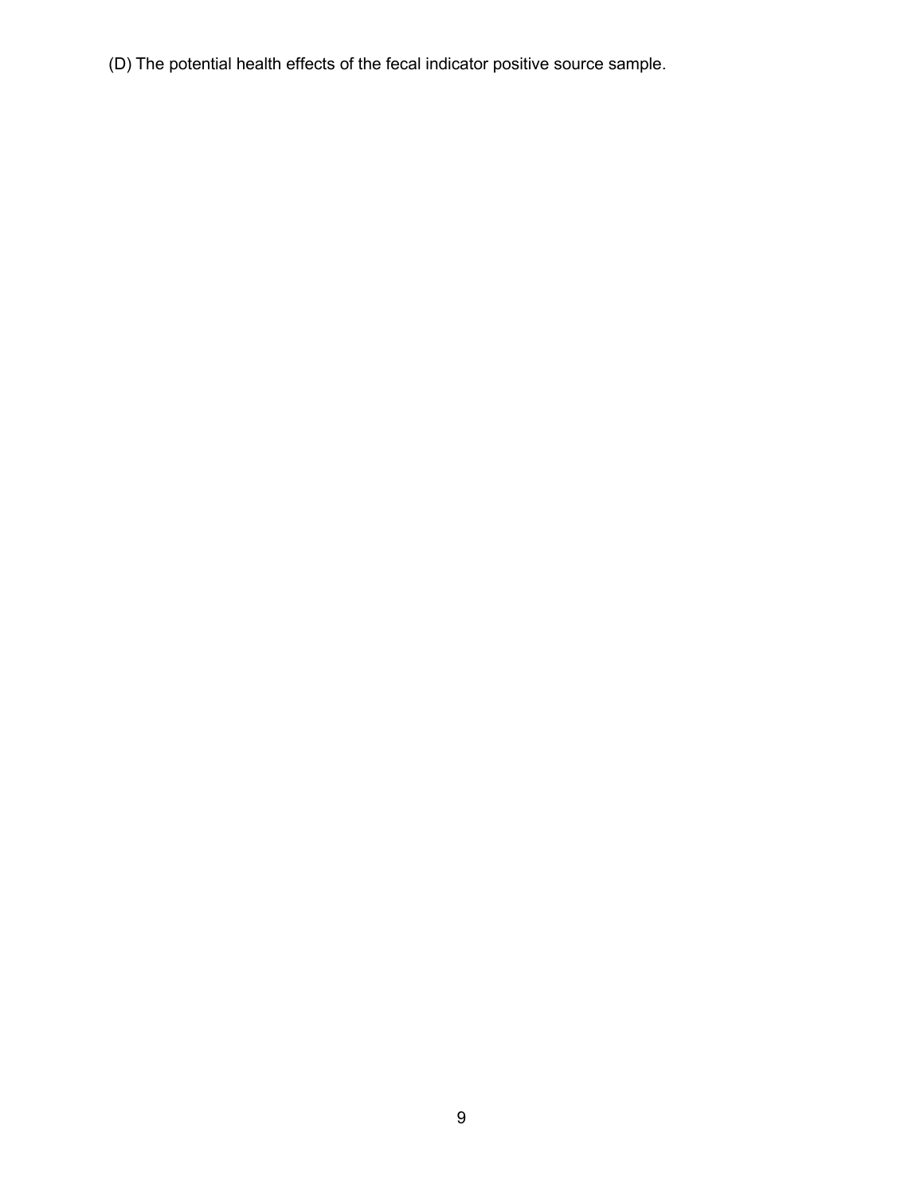(D) The potential health effects of the fecal indicator positive source sample.